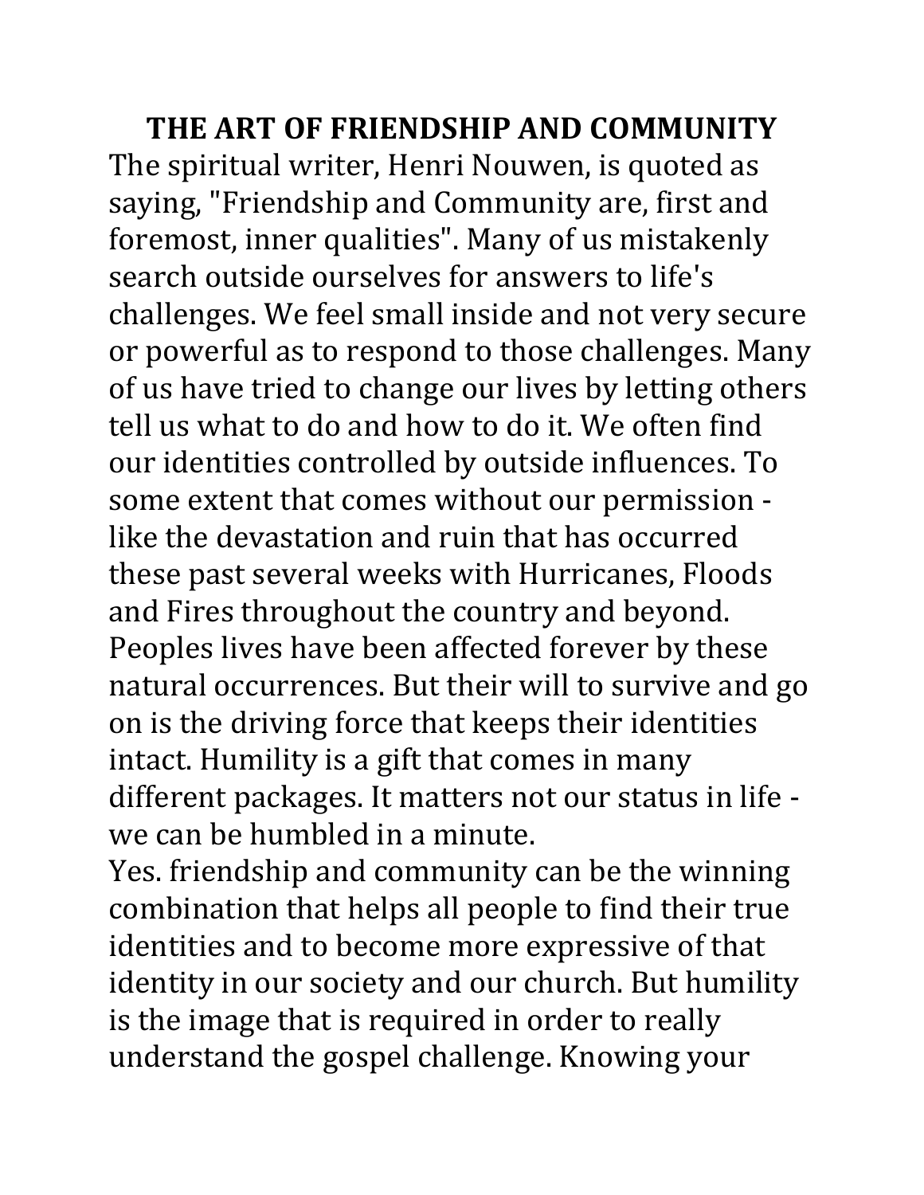# THE ART OF FRIENDSHIP AND COMMUNITY

The spiritual writer, Henri Nouwen, is quoted as saying, "Friendship and Community are, first and foremost, inner qualities". Many of us mistakenly search outside ourselves for answers to life's challenges. We feel small inside and not very secure or powerful as to respond to those challenges. Many of us have tried to change our lives by letting others tell us what to do and how to do it. We often find our identities controlled by outside influences. To some extent that comes without our permission - like the devastation and ruin that has occurred these past several weeks with Hurricanes, Floods and Fires throughout the country and beyond. Peoples lives have been affected forever by these natural occurrences. But their will to survive and go on is the driving force that keeps their identities intact. Humility is a gift that comes in many different packages. It matters not our status in life - we can be humbled in a minute.

Yes. friendship and community can be the winning combination that helps all people to find their true identities and to become more expressive of that identity in our society and our church. But humility is the image that is required in order to really understand the gospel challenge. Knowing your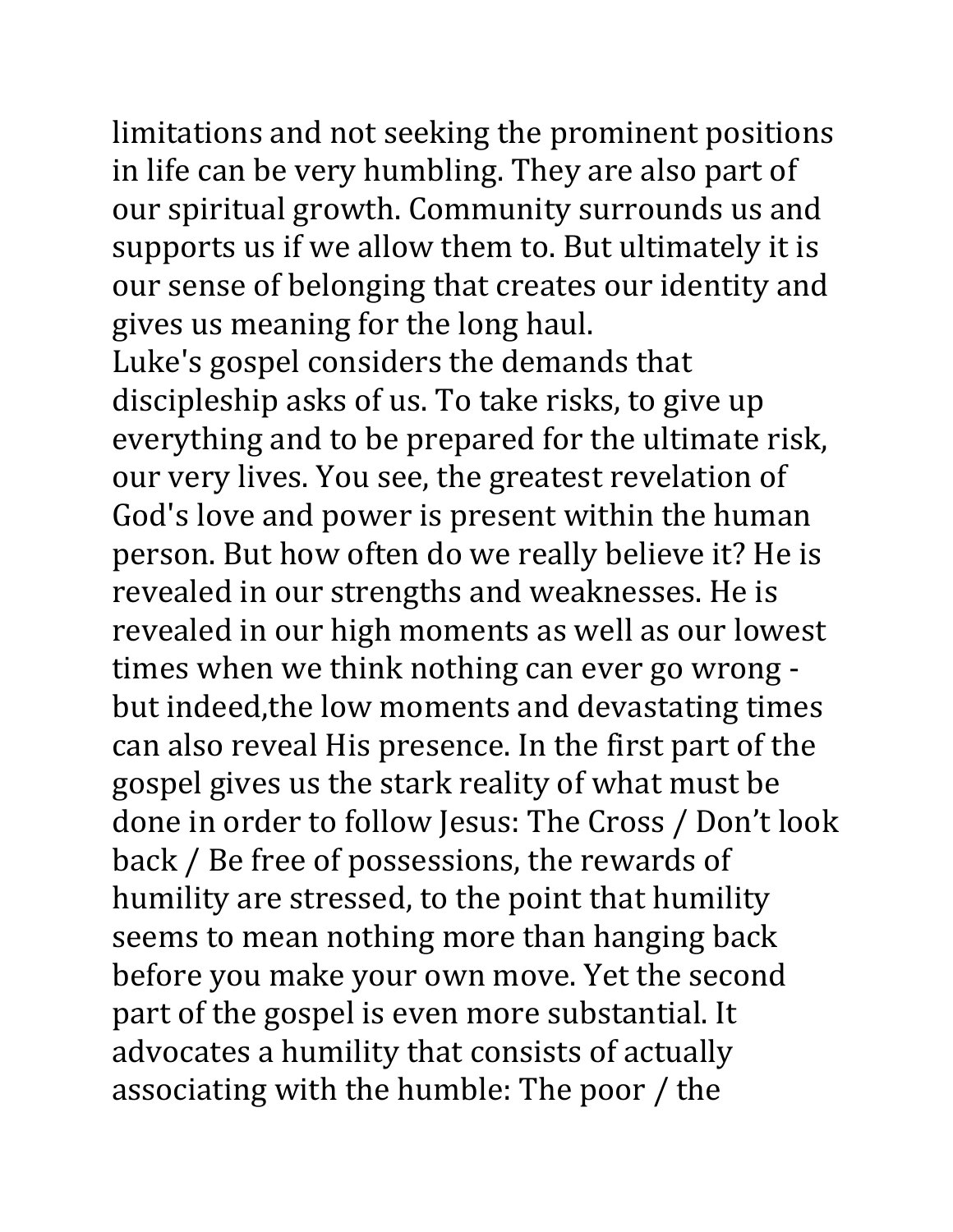limitations and not seeking the prominent positions in life can be very humbling. They are also part of our spiritual growth. Community surrounds us and supports us if we allow them to. But ultimately it is our sense of belonging that creates our identity and gives us meaning for the long haul.

Luke's gospel considers the demands that discipleship asks of us. To take risks, to give up everything and to be prepared for the ultimate risk, our very lives. You see, the greatest revelation of God's love and power is present within the human person. But how often do we really believe it? He is revealed in our strengths and weaknesses. He is revealed in our high moments as well as our lowest times when we think nothing can ever go wrong - but indeed,the low moments and devastating times can also reveal His presence. In the first part of the gospel gives us the stark reality of what must be done in order to follow Jesus: The Cross / Don't look back / Be free of possessions, the rewards of humility are stressed, to the point that humility seems to mean nothing more than hanging back before you make your own move. Yet the second part of the gospel is even more substantial. It advocates a humility that consists of actually associating with the humble: The poor / the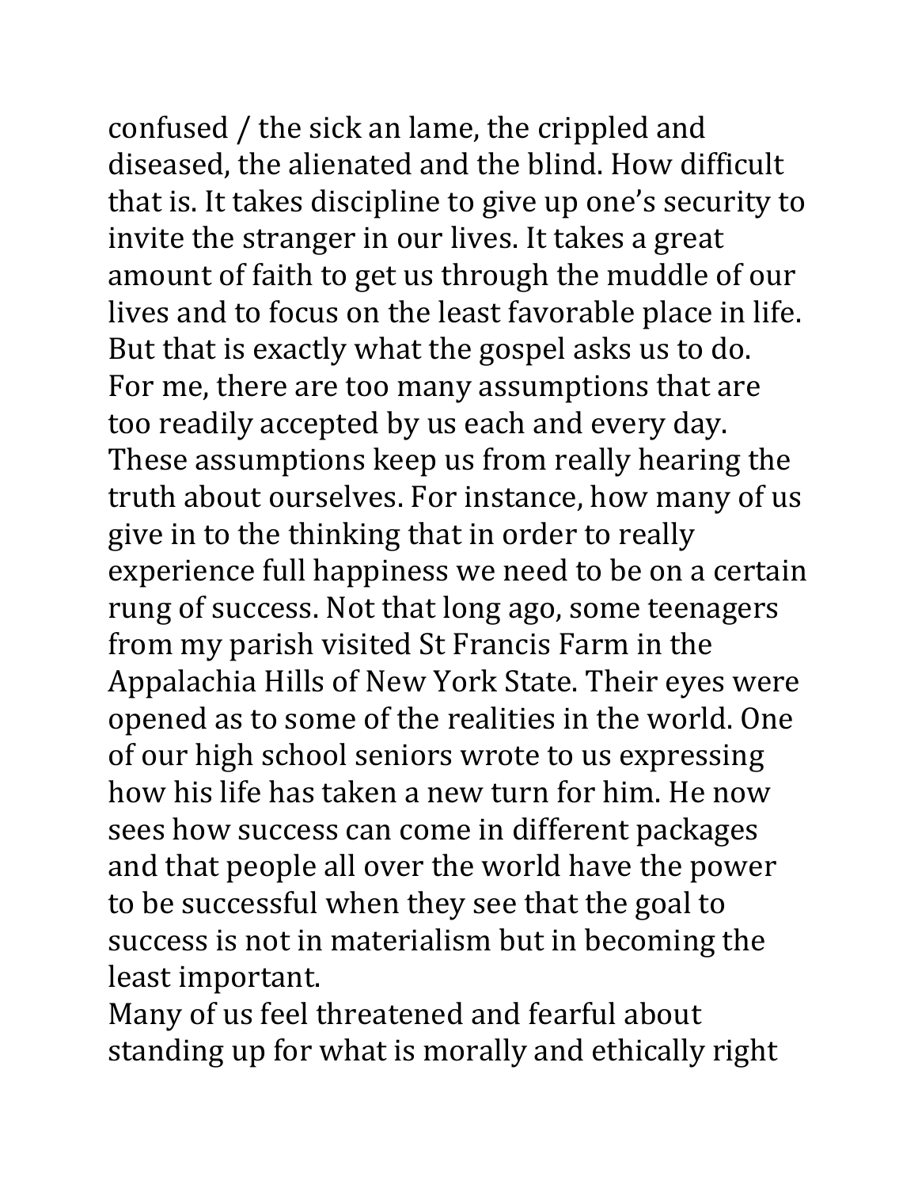confused / the sick an lame, the crippled and diseased, the alienated and the blind. How difficult that is. It takes discipline to give up one's security to invite the stranger in our lives. It takes a great amount of faith to get us through the muddle of our lives and to focus on the least favorable place in life. But that is exactly what the gospel asks us to do.

For me, there are too many assumptions that are too readily accepted by us each and every day. These assumptions keep us from really hearing the truth about ourselves. For instance, how many of us give in to the thinking that in order to really experience full happiness we need to be on a certain rung of success. Not that long ago, some teenagers from my parish visited St Francis Farm in the Appalachia Hills of New York State. Their eyes were opened as to some of the realities in the world. One of our high school seniors wrote to us expressing how his life has taken a new turn for him. He now sees how success can come in different packages and that people all over the world have the power to be successful when they see that the goal to success is not in materialism but in becoming the least important.

Many of us feel threatened and fearful about standing up for what is morally and ethically right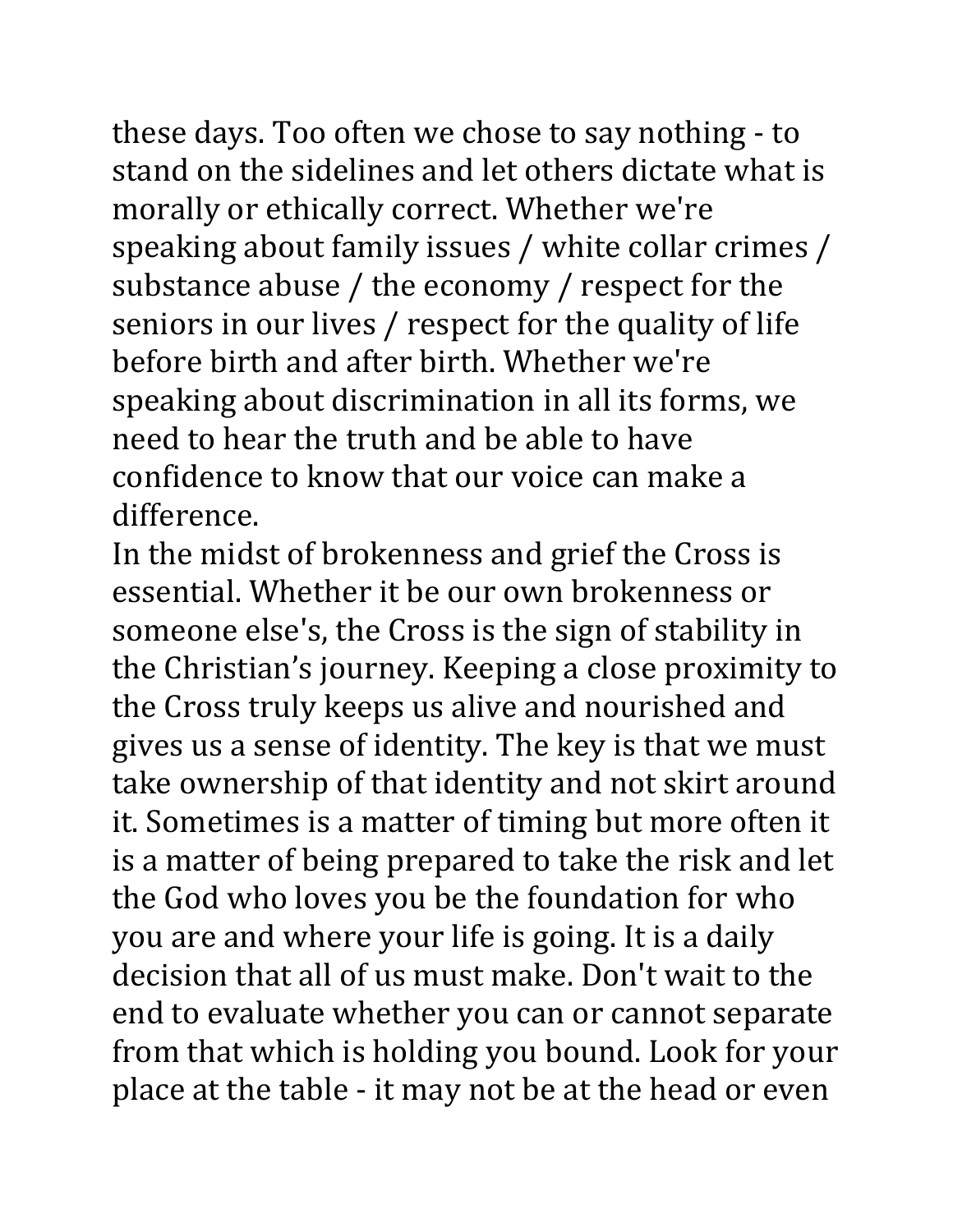these days. Too often we chose to say nothing - to stand on the sidelines and let others dictate what is morally or ethically correct. Whether we're speaking about family issues / white collar crimes / substance abuse / the economy / respect for the seniors in our lives / respect for the quality of life before birth and after birth. Whether we're speaking about discrimination in all its forms, we need to hear the truth and be able to have confidence to know that our voice can make a difference.

In the midst of brokenness and grief the Cross is essential. Whether it be our own brokenness or someone else's, the Cross is the sign of stability in the Christian's journey. Keeping a close proximity to the Cross truly keeps us alive and nourished and gives us a sense of identity. The key is that we must take ownership of that identity and not skirt around it. Sometimes is a matter of timing but more often it is a matter of being prepared to take the risk and let the God who loves you be the foundation for who you are and where your life is going. It is a daily decision that all of us must make. Don't wait to the end to evaluate whether you can or cannot separate from that which is holding you bound. Look for your place at the table - it may not be at the head or even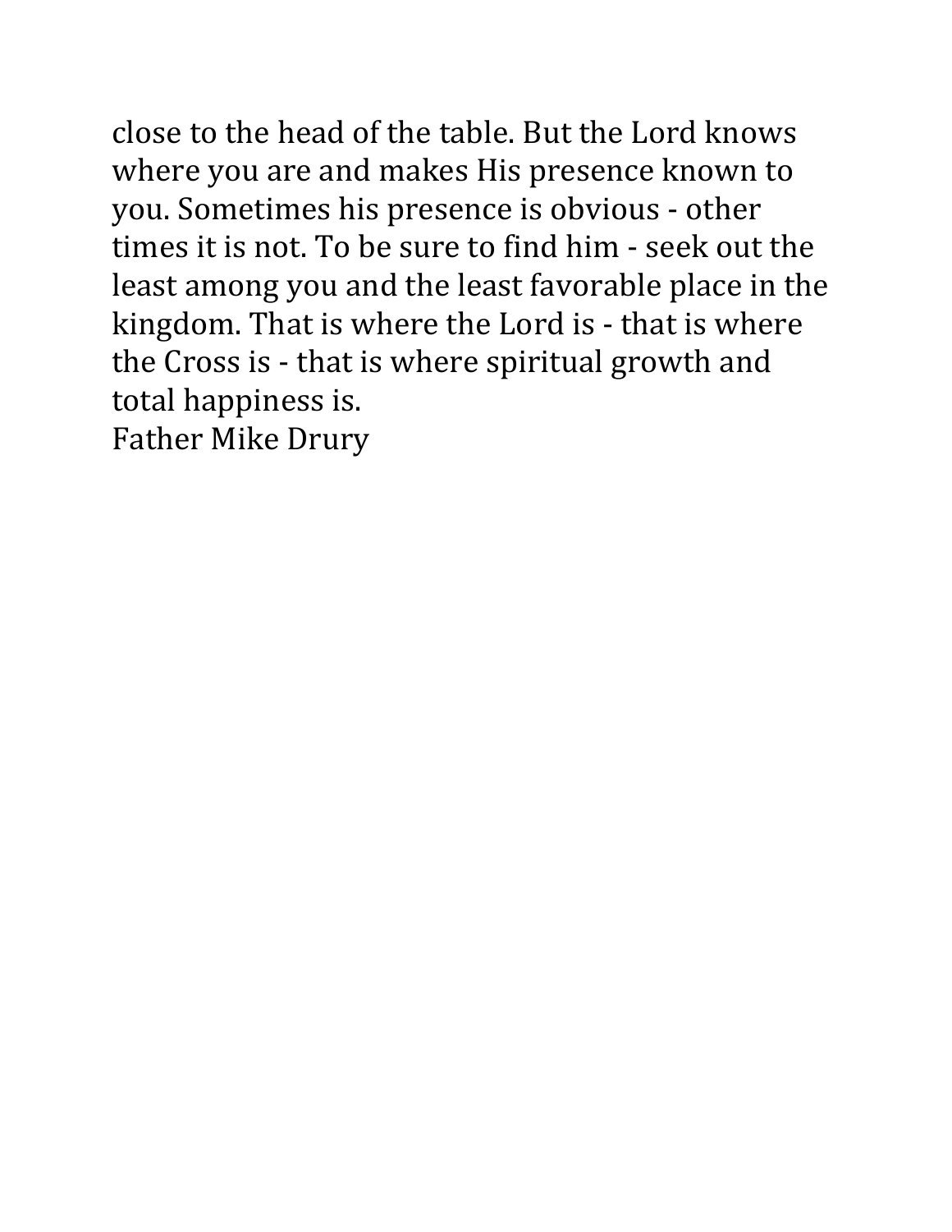close to the head of the table. But the Lord knows where you are and makes His presence known to you. Sometimes his presence is obvious - other times it is not. To be sure to find him - seek out the least among you and the least favorable place in the kingdom. That is where the Lord is - that is where the Cross is - that is where spiritual growth and total happiness is.

Father Mike Drury